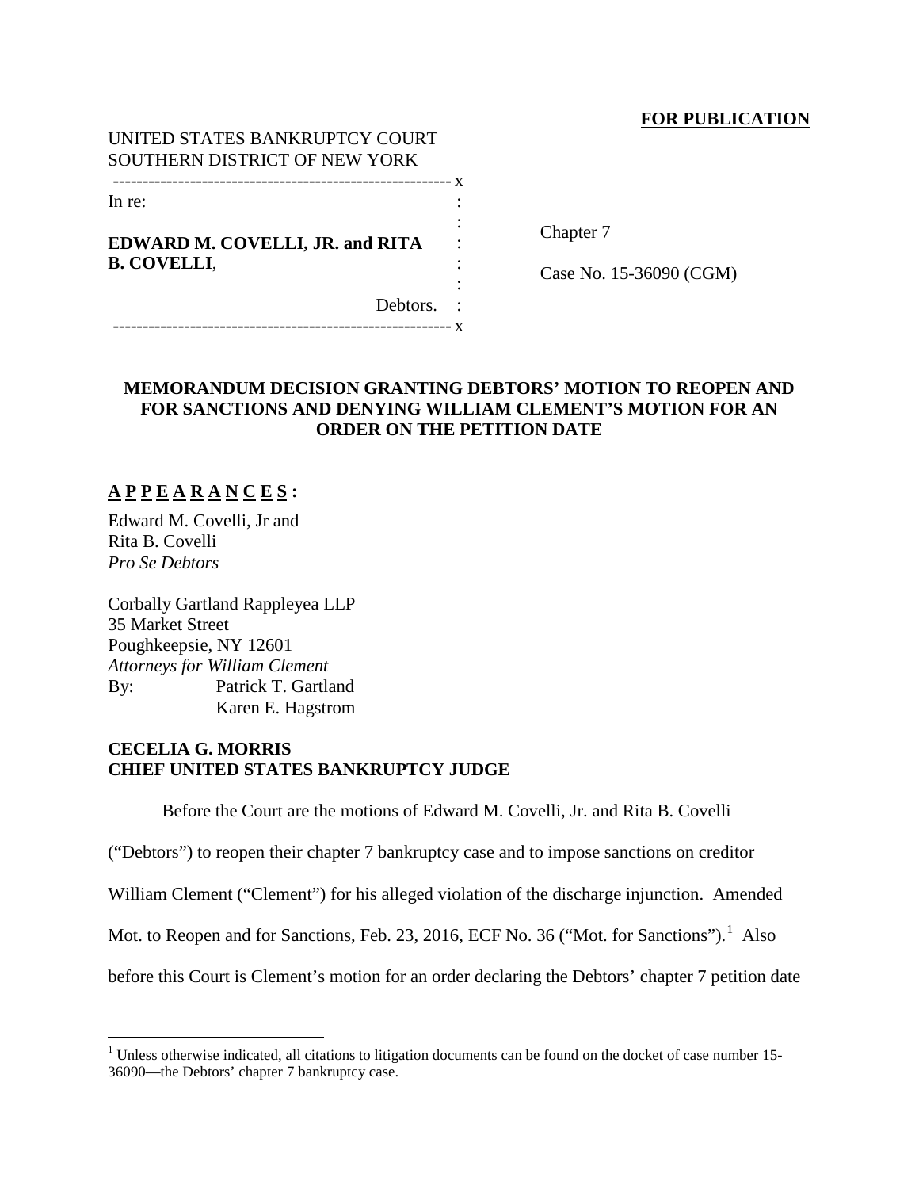**FOR PUBLICATION**

UNITED STATES BANKRUPTCY COURT
SOUTHERN DISTRICT OF NEW YORK

---

In re:

**EDWARD M. COVELLI, JR. and RITA B. COVELLI**,

Debtors.

---

Chapter 7

Case No. 15-36090 (CGM)

**MEMORANDUM DECISION GRANTING DEBTORS' MOTION TO REOPEN AND FOR SANCTIONS AND DENYING WILLIAM CLEMENT'S MOTION FOR AN ORDER ON THE PETITION DATE**

**A P P E A R A N C E S :**

Edward M. Covelli, Jr and
Rita B. Covelli
*Pro Se Debtors*

Corbally Gartland Rappleyea LLP
35 Market Street
Poughkeepsie, NY 12601
*Attorneys for William Clement*
By: Patrick T. Gartland
Karen E. Hagstrom

**CECELIA G. MORRIS**
**CHIEF UNITED STATES BANKRUPTCY JUDGE**

Before the Court are the motions of Edward M. Covelli, Jr. and Rita B. Covelli ("Debtors") to reopen their chapter 7 bankruptcy case and to impose sanctions on creditor William Clement ("Clement") for his alleged violation of the discharge injunction. Amended Mot. to Reopen and for Sanctions, Feb. 23, 2016, ECF No. 36 ("Mot. for Sanctions").[1] Also before this Court is Clement's motion for an order declaring the Debtors' chapter 7 petition date

[1] Unless otherwise indicated, all citations to litigation documents can be found on the docket of case number 15-36090—the Debtors' chapter 7 bankruptcy case.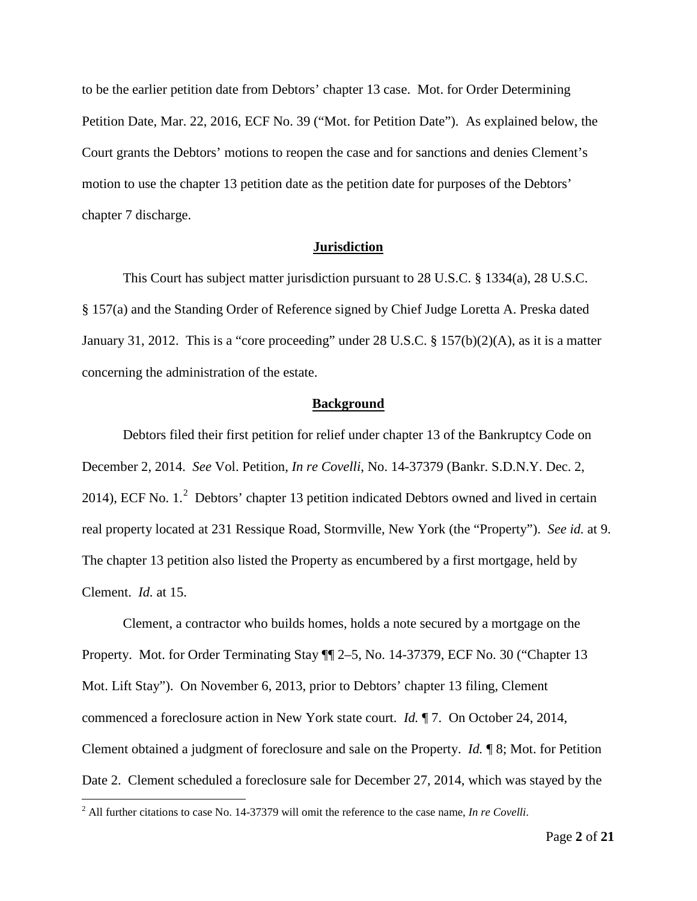to be the earlier petition date from Debtors' chapter 13 case. Mot. for Order Determining Petition Date, Mar. 22, 2016, ECF No. 39 ("Mot. for Petition Date"). As explained below, the Court grants the Debtors' motions to reopen the case and for sanctions and denies Clement's motion to use the chapter 13 petition date as the petition date for purposes of the Debtors' chapter 7 discharge.

## Jurisdiction

This Court has subject matter jurisdiction pursuant to 28 U.S.C. § 1334(a), 28 U.S.C. § 157(a) and the Standing Order of Reference signed by Chief Judge Loretta A. Preska dated January 31, 2012. This is a "core proceeding" under 28 U.S.C. § 157(b)(2)(A), as it is a matter concerning the administration of the estate.

## Background

Debtors filed their first petition for relief under chapter 13 of the Bankruptcy Code on December 2, 2014. *See* Vol. Petition, *In re Covelli*, No. 14-37379 (Bankr. S.D.N.Y. Dec. 2, 2014), ECF No. 1.[2] Debtors' chapter 13 petition indicated Debtors owned and lived in certain real property located at 231 Ressique Road, Stormville, New York (the "Property"). *See id.* at 9. The chapter 13 petition also listed the Property as encumbered by a first mortgage, held by Clement. *Id.* at 15.

Clement, a contractor who builds homes, holds a note secured by a mortgage on the Property. Mot. for Order Terminating Stay ¶¶ 2–5, No. 14-37379, ECF No. 30 ("Chapter 13 Mot. Lift Stay"). On November 6, 2013, prior to Debtors' chapter 13 filing, Clement commenced a foreclosure action in New York state court. *Id.* ¶ 7. On October 24, 2014, Clement obtained a judgment of foreclosure and sale on the Property. *Id.* ¶ 8; Mot. for Petition Date 2. Clement scheduled a foreclosure sale for December 27, 2014, which was stayed by the

[2] All further citations to case No. 14-37379 will omit the reference to the case name, *In re Covelli*.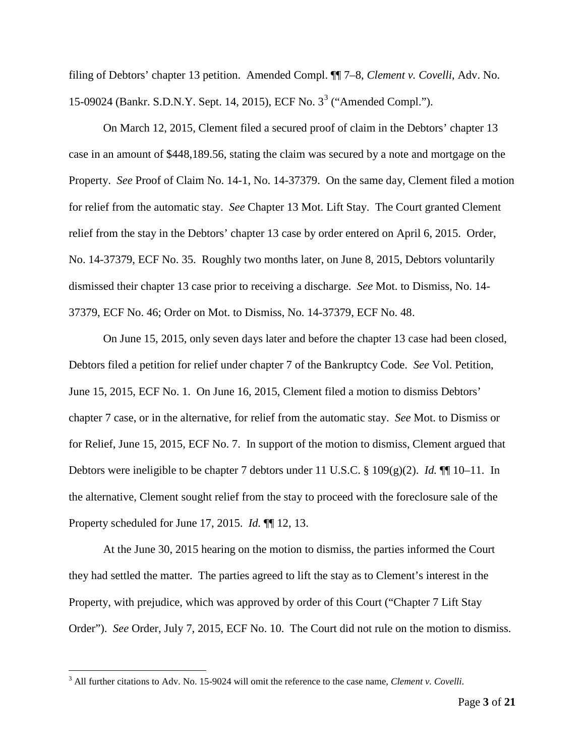filing of Debtors' chapter 13 petition. Amended Compl. ¶¶ 7–8, *Clement v. Covelli*, Adv. No. 15-09024 (Bankr. S.D.N.Y. Sept. 14, 2015), ECF No. 3[3] ("Amended Compl.").

On March 12, 2015, Clement filed a secured proof of claim in the Debtors' chapter 13 case in an amount of $448,189.56, stating the claim was secured by a note and mortgage on the Property. *See* Proof of Claim No. 14-1, No. 14-37379. On the same day, Clement filed a motion for relief from the automatic stay. *See* Chapter 13 Mot. Lift Stay. The Court granted Clement relief from the stay in the Debtors' chapter 13 case by order entered on April 6, 2015. Order, No. 14-37379, ECF No. 35. Roughly two months later, on June 8, 2015, Debtors voluntarily dismissed their chapter 13 case prior to receiving a discharge. *See* Mot. to Dismiss, No. 14-37379, ECF No. 46; Order on Mot. to Dismiss, No. 14-37379, ECF No. 48.

On June 15, 2015, only seven days later and before the chapter 13 case had been closed, Debtors filed a petition for relief under chapter 7 of the Bankruptcy Code. *See* Vol. Petition, June 15, 2015, ECF No. 1. On June 16, 2015, Clement filed a motion to dismiss Debtors' chapter 7 case, or in the alternative, for relief from the automatic stay. *See* Mot. to Dismiss or for Relief, June 15, 2015, ECF No. 7. In support of the motion to dismiss, Clement argued that Debtors were ineligible to be chapter 7 debtors under 11 U.S.C. § 109(g)(2). *Id.* ¶¶ 10–11. In the alternative, Clement sought relief from the stay to proceed with the foreclosure sale of the Property scheduled for June 17, 2015. *Id.* ¶¶ 12, 13.

At the June 30, 2015 hearing on the motion to dismiss, the parties informed the Court they had settled the matter. The parties agreed to lift the stay as to Clement's interest in the Property, with prejudice, which was approved by order of this Court ("Chapter 7 Lift Stay Order"). *See* Order, July 7, 2015, ECF No. 10. The Court did not rule on the motion to dismiss.

[3] All further citations to Adv. No. 15-9024 will omit the reference to the case name, *Clement v. Covelli*.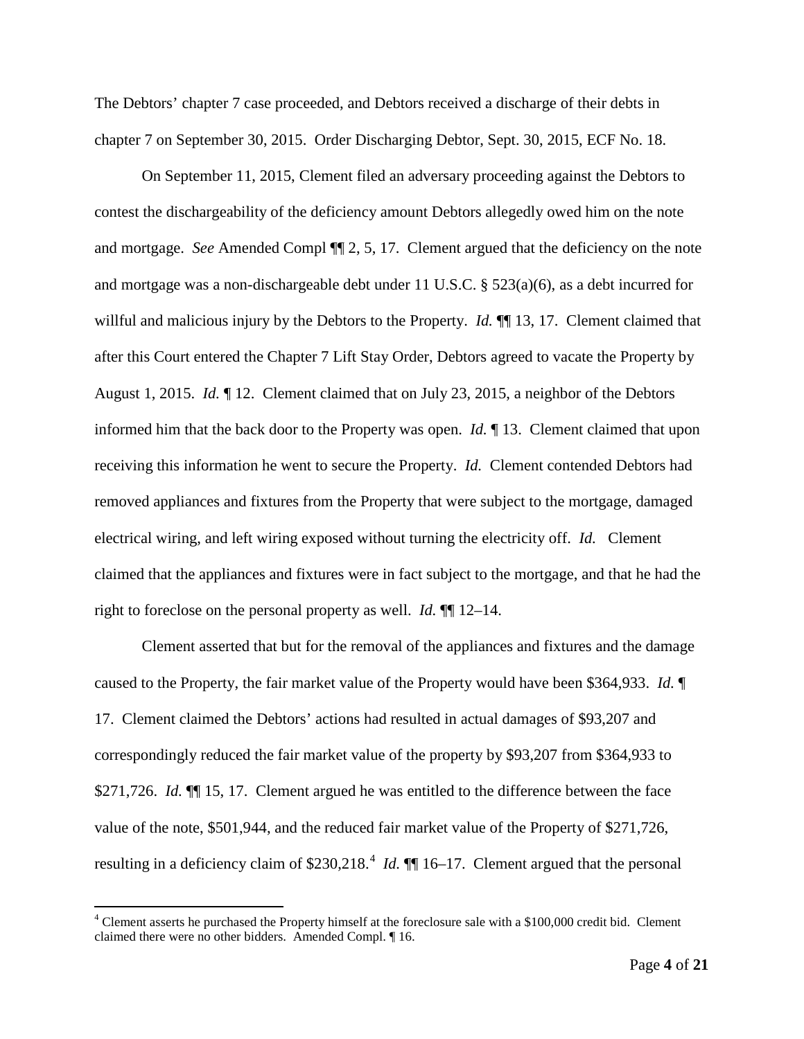The Debtors' chapter 7 case proceeded, and Debtors received a discharge of their debts in chapter 7 on September 30, 2015. Order Discharging Debtor, Sept. 30, 2015, ECF No. 18.

On September 11, 2015, Clement filed an adversary proceeding against the Debtors to contest the dischargeability of the deficiency amount Debtors allegedly owed him on the note and mortgage. *See* Amended Compl ¶¶ 2, 5, 17. Clement argued that the deficiency on the note and mortgage was a non-dischargeable debt under 11 U.S.C. § 523(a)(6), as a debt incurred for willful and malicious injury by the Debtors to the Property. *Id.* ¶¶ 13, 17. Clement claimed that after this Court entered the Chapter 7 Lift Stay Order, Debtors agreed to vacate the Property by August 1, 2015. *Id.* ¶ 12. Clement claimed that on July 23, 2015, a neighbor of the Debtors informed him that the back door to the Property was open. *Id.* ¶ 13. Clement claimed that upon receiving this information he went to secure the Property. *Id.* Clement contended Debtors had removed appliances and fixtures from the Property that were subject to the mortgage, damaged electrical wiring, and left wiring exposed without turning the electricity off. *Id.* Clement claimed that the appliances and fixtures were in fact subject to the mortgage, and that he had the right to foreclose on the personal property as well. *Id.* ¶¶ 12–14.

Clement asserted that but for the removal of the appliances and fixtures and the damage caused to the Property, the fair market value of the Property would have been $364,933. *Id.* ¶ 17. Clement claimed the Debtors' actions had resulted in actual damages of $93,207 and correspondingly reduced the fair market value of the property by $93,207 from $364,933 to $271,726. *Id.* ¶¶ 15, 17. Clement argued he was entitled to the difference between the face value of the note, $501,944, and the reduced fair market value of the Property of $271,726, resulting in a deficiency claim of $230,218.[4] *Id.* ¶¶ 16–17. Clement argued that the personal

---

[4] Clement asserts he purchased the Property himself at the foreclosure sale with a $100,000 credit bid. Clement claimed there were no other bidders. Amended Compl. ¶ 16.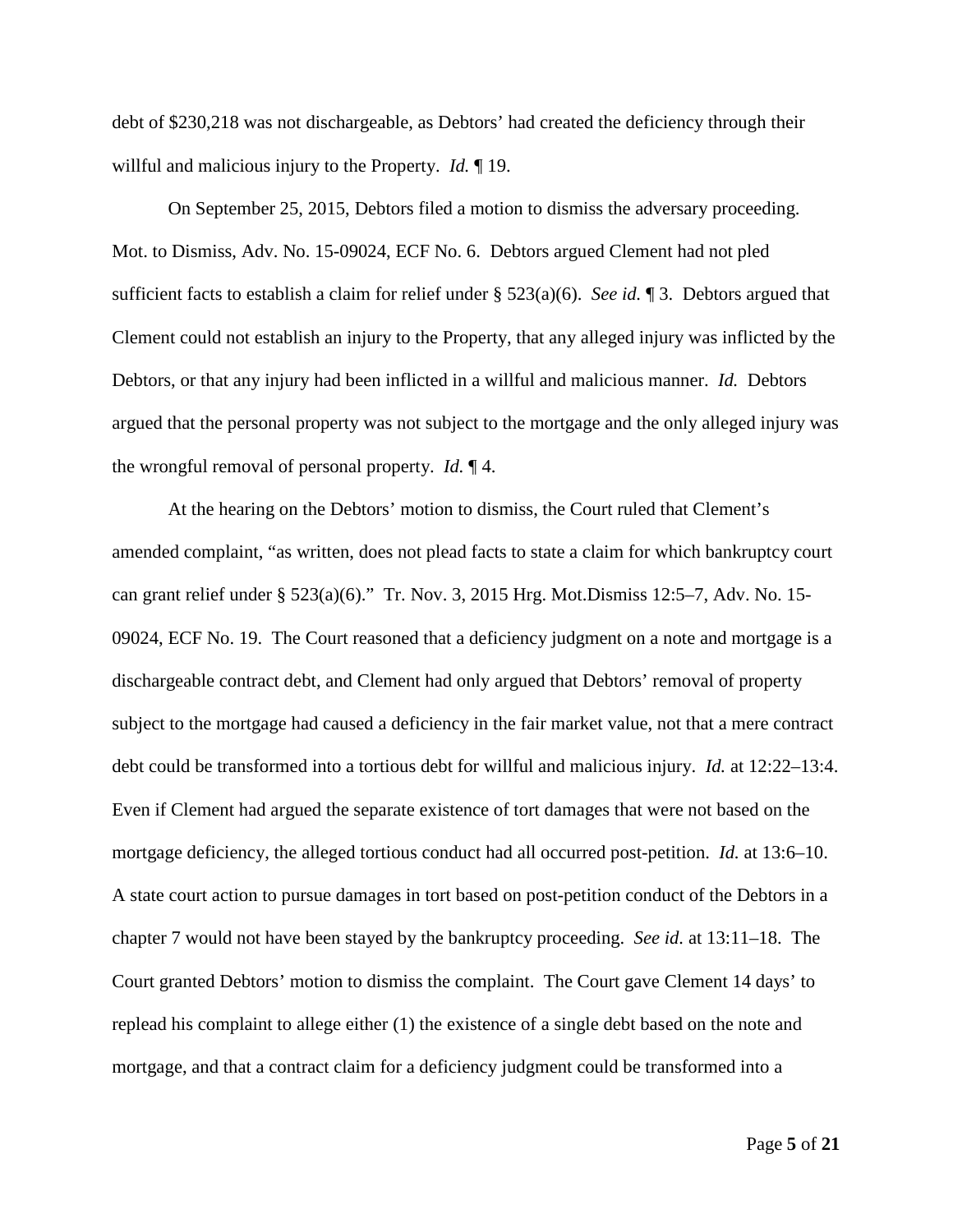debt of $230,218 was not dischargeable, as Debtors' had created the deficiency through their willful and malicious injury to the Property. *Id.* ¶ 19.

On September 25, 2015, Debtors filed a motion to dismiss the adversary proceeding. Mot. to Dismiss, Adv. No. 15-09024, ECF No. 6. Debtors argued Clement had not pled sufficient facts to establish a claim for relief under § 523(a)(6). *See id.* ¶ 3. Debtors argued that Clement could not establish an injury to the Property, that any alleged injury was inflicted by the Debtors, or that any injury had been inflicted in a willful and malicious manner. *Id.* Debtors argued that the personal property was not subject to the mortgage and the only alleged injury was the wrongful removal of personal property. *Id.* ¶ 4.

At the hearing on the Debtors' motion to dismiss, the Court ruled that Clement's amended complaint, "as written, does not plead facts to state a claim for which bankruptcy court can grant relief under § 523(a)(6)." Tr. Nov. 3, 2015 Hrg. Mot.Dismiss 12:5–7, Adv. No. 15-09024, ECF No. 19. The Court reasoned that a deficiency judgment on a note and mortgage is a dischargeable contract debt, and Clement had only argued that Debtors' removal of property subject to the mortgage had caused a deficiency in the fair market value, not that a mere contract debt could be transformed into a tortious debt for willful and malicious injury. *Id.* at 12:22–13:4. Even if Clement had argued the separate existence of tort damages that were not based on the mortgage deficiency, the alleged tortious conduct had all occurred post-petition. *Id.* at 13:6–10. A state court action to pursue damages in tort based on post-petition conduct of the Debtors in a chapter 7 would not have been stayed by the bankruptcy proceeding. *See id.* at 13:11–18. The Court granted Debtors' motion to dismiss the complaint. The Court gave Clement 14 days' to replead his complaint to allege either (1) the existence of a single debt based on the note and mortgage, and that a contract claim for a deficiency judgment could be transformed into a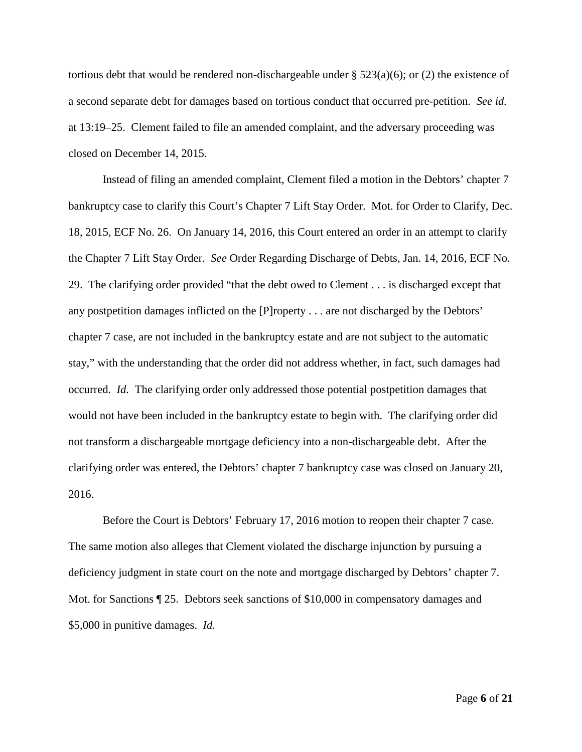tortious debt that would be rendered non-dischargeable under § 523(a)(6); or (2) the existence of a second separate debt for damages based on tortious conduct that occurred pre-petition. *See id.* at 13:19–25. Clement failed to file an amended complaint, and the adversary proceeding was closed on December 14, 2015.

Instead of filing an amended complaint, Clement filed a motion in the Debtors' chapter 7 bankruptcy case to clarify this Court's Chapter 7 Lift Stay Order. Mot. for Order to Clarify, Dec. 18, 2015, ECF No. 26. On January 14, 2016, this Court entered an order in an attempt to clarify the Chapter 7 Lift Stay Order. *See* Order Regarding Discharge of Debts, Jan. 14, 2016, ECF No. 29. The clarifying order provided "that the debt owed to Clement . . . is discharged except that any postpetition damages inflicted on the [P]roperty . . . are not discharged by the Debtors' chapter 7 case, are not included in the bankruptcy estate and are not subject to the automatic stay," with the understanding that the order did not address whether, in fact, such damages had occurred. *Id.* The clarifying order only addressed those potential postpetition damages that would not have been included in the bankruptcy estate to begin with. The clarifying order did not transform a dischargeable mortgage deficiency into a non-dischargeable debt. After the clarifying order was entered, the Debtors' chapter 7 bankruptcy case was closed on January 20, 2016.

Before the Court is Debtors' February 17, 2016 motion to reopen their chapter 7 case. The same motion also alleges that Clement violated the discharge injunction by pursuing a deficiency judgment in state court on the note and mortgage discharged by Debtors' chapter 7. Mot. for Sanctions ¶ 25. Debtors seek sanctions of $10,000 in compensatory damages and $5,000 in punitive damages. *Id.*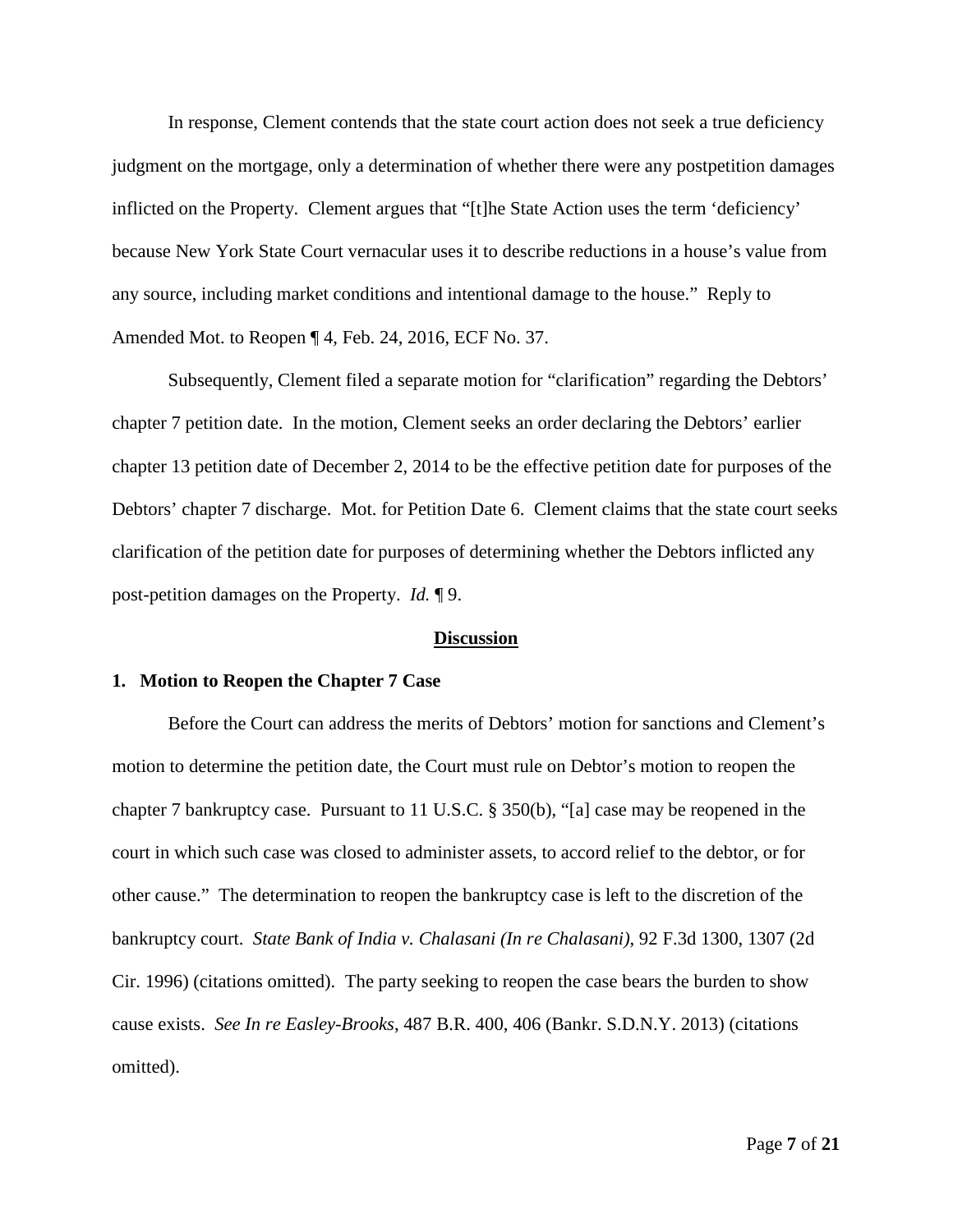In response, Clement contends that the state court action does not seek a true deficiency judgment on the mortgage, only a determination of whether there were any postpetition damages inflicted on the Property. Clement argues that "[t]he State Action uses the term 'deficiency' because New York State Court vernacular uses it to describe reductions in a house's value from any source, including market conditions and intentional damage to the house." Reply to Amended Mot. to Reopen ¶ 4, Feb. 24, 2016, ECF No. 37.

Subsequently, Clement filed a separate motion for "clarification" regarding the Debtors' chapter 7 petition date. In the motion, Clement seeks an order declaring the Debtors' earlier chapter 13 petition date of December 2, 2014 to be the effective petition date for purposes of the Debtors' chapter 7 discharge. Mot. for Petition Date 6. Clement claims that the state court seeks clarification of the petition date for purposes of determining whether the Debtors inflicted any post-petition damages on the Property. *Id.* ¶ 9.

## Discussion

### 1. Motion to Reopen the Chapter 7 Case

Before the Court can address the merits of Debtors' motion for sanctions and Clement's motion to determine the petition date, the Court must rule on Debtor's motion to reopen the chapter 7 bankruptcy case. Pursuant to 11 U.S.C. § 350(b), "[a] case may be reopened in the court in which such case was closed to administer assets, to accord relief to the debtor, or for other cause." The determination to reopen the bankruptcy case is left to the discretion of the bankruptcy court. *State Bank of India v. Chalasani (In re Chalasani)*, 92 F.3d 1300, 1307 (2d Cir. 1996) (citations omitted). The party seeking to reopen the case bears the burden to show cause exists. *See In re Easley-Brooks*, 487 B.R. 400, 406 (Bankr. S.D.N.Y. 2013) (citations omitted).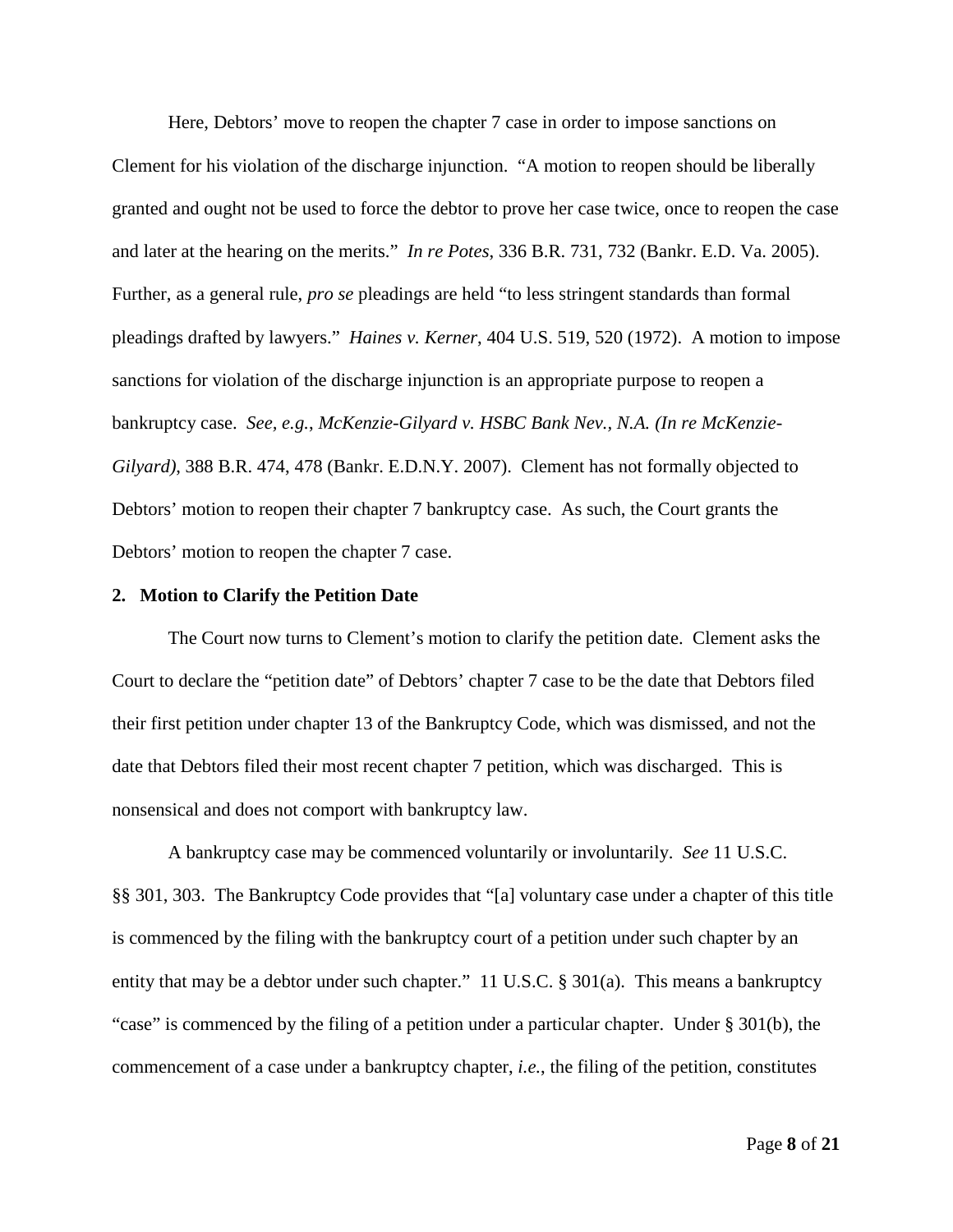Here, Debtors' move to reopen the chapter 7 case in order to impose sanctions on Clement for his violation of the discharge injunction. "A motion to reopen should be liberally granted and ought not be used to force the debtor to prove her case twice, once to reopen the case and later at the hearing on the merits." *In re Potes*, 336 B.R. 731, 732 (Bankr. E.D. Va. 2005). Further, as a general rule, *pro se* pleadings are held "to less stringent standards than formal pleadings drafted by lawyers." *Haines v. Kerner*, 404 U.S. 519, 520 (1972). A motion to impose sanctions for violation of the discharge injunction is an appropriate purpose to reopen a bankruptcy case. *See, e.g.*, *McKenzie-Gilyard v. HSBC Bank Nev., N.A. (In re McKenzie-Gilyard)*, 388 B.R. 474, 478 (Bankr. E.D.N.Y. 2007). Clement has not formally objected to Debtors' motion to reopen their chapter 7 bankruptcy case. As such, the Court grants the Debtors' motion to reopen the chapter 7 case.

**2. Motion to Clarify the Petition Date**

The Court now turns to Clement's motion to clarify the petition date. Clement asks the Court to declare the "petition date" of Debtors' chapter 7 case to be the date that Debtors filed their first petition under chapter 13 of the Bankruptcy Code, which was dismissed, and not the date that Debtors filed their most recent chapter 7 petition, which was discharged. This is nonsensical and does not comport with bankruptcy law.

A bankruptcy case may be commenced voluntarily or involuntarily. *See* 11 U.S.C. §§ 301, 303. The Bankruptcy Code provides that "[a] voluntary case under a chapter of this title is commenced by the filing with the bankruptcy court of a petition under such chapter by an entity that may be a debtor under such chapter." 11 U.S.C. § 301(a). This means a bankruptcy "case" is commenced by the filing of a petition under a particular chapter. Under § 301(b), the commencement of a case under a bankruptcy chapter, *i.e.*, the filing of the petition, constitutes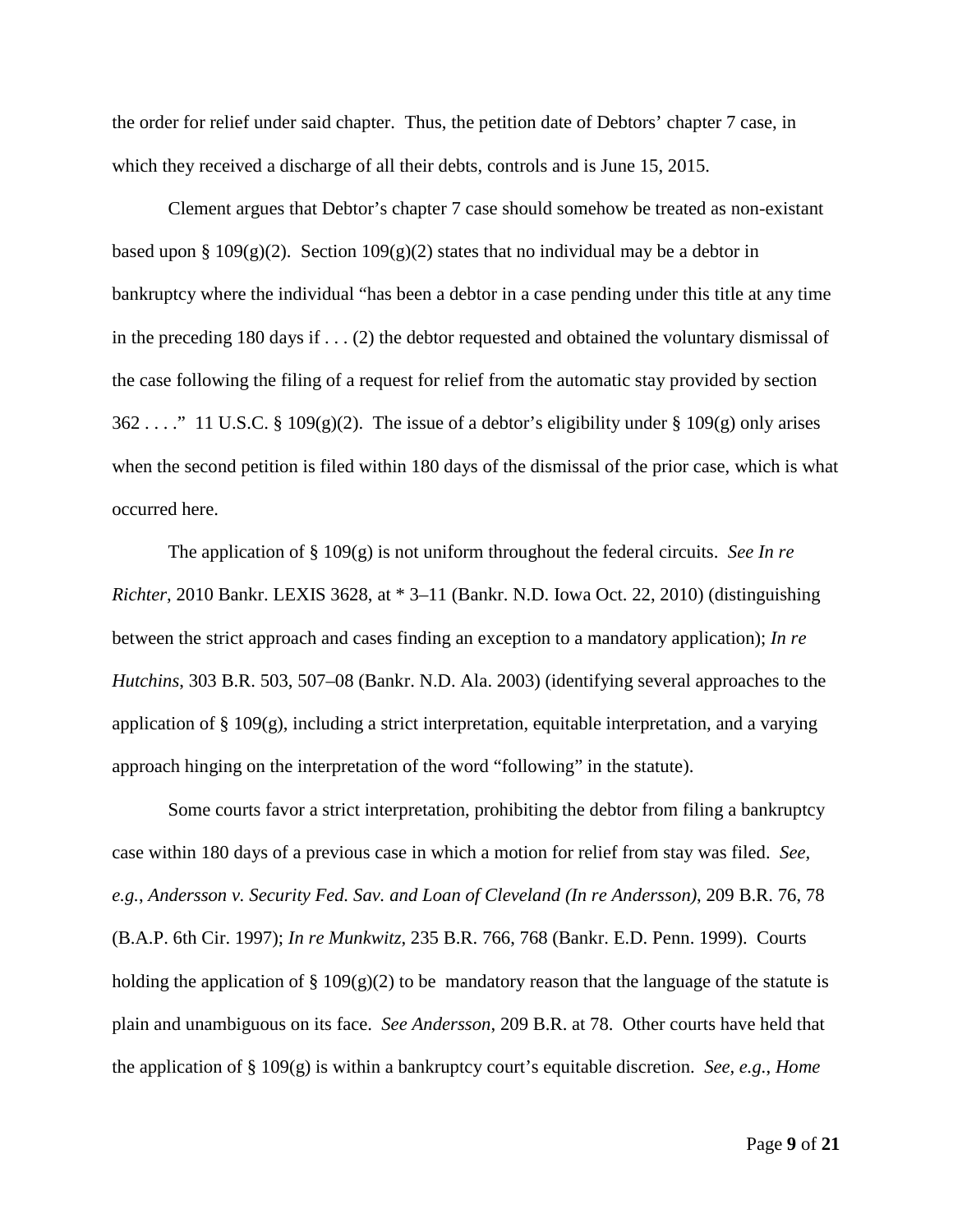the order for relief under said chapter. Thus, the petition date of Debtors' chapter 7 case, in which they received a discharge of all their debts, controls and is June 15, 2015.

Clement argues that Debtor's chapter 7 case should somehow be treated as non-existant based upon § 109(g)(2). Section 109(g)(2) states that no individual may be a debtor in bankruptcy where the individual "has been a debtor in a case pending under this title at any time in the preceding 180 days if . . . (2) the debtor requested and obtained the voluntary dismissal of the case following the filing of a request for relief from the automatic stay provided by section 362 . . . ." 11 U.S.C. § 109(g)(2). The issue of a debtor's eligibility under § 109(g) only arises when the second petition is filed within 180 days of the dismissal of the prior case, which is what occurred here.

The application of § 109(g) is not uniform throughout the federal circuits. *See In re Richter*, 2010 Bankr. LEXIS 3628, at * 3–11 (Bankr. N.D. Iowa Oct. 22, 2010) (distinguishing between the strict approach and cases finding an exception to a mandatory application); *In re Hutchins*, 303 B.R. 503, 507–08 (Bankr. N.D. Ala. 2003) (identifying several approaches to the application of § 109(g), including a strict interpretation, equitable interpretation, and a varying approach hinging on the interpretation of the word "following" in the statute).

Some courts favor a strict interpretation, prohibiting the debtor from filing a bankruptcy case within 180 days of a previous case in which a motion for relief from stay was filed. *See, e.g.*, *Andersson v. Security Fed. Sav. and Loan of Cleveland (In re Andersson)*, 209 B.R. 76, 78 (B.A.P. 6th Cir. 1997); *In re Munkwitz*, 235 B.R. 766, 768 (Bankr. E.D. Penn. 1999). Courts holding the application of § 109(g)(2) to be mandatory reason that the language of the statute is plain and unambiguous on its face. *See Andersson*, 209 B.R. at 78. Other courts have held that the application of § 109(g) is within a bankruptcy court's equitable discretion. *See, e.g.*, *Home*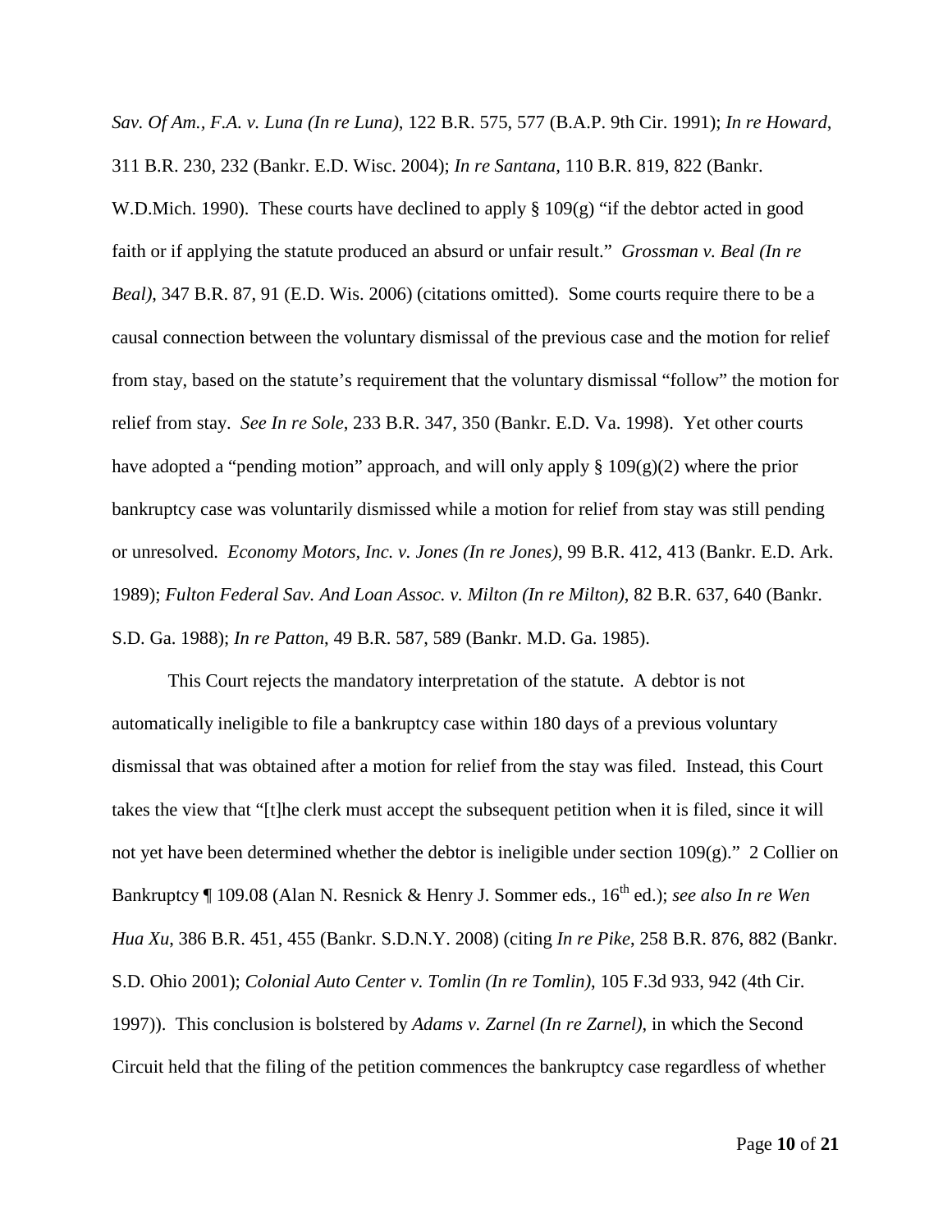*Sav. Of Am., F.A. v. Luna (In re Luna)*, 122 B.R. 575, 577 (B.A.P. 9th Cir. 1991); *In re Howard*, 311 B.R. 230, 232 (Bankr. E.D. Wisc. 2004); *In re Santana*, 110 B.R. 819, 822 (Bankr. W.D.Mich. 1990). These courts have declined to apply § 109(g) "if the debtor acted in good faith or if applying the statute produced an absurd or unfair result." *Grossman v. Beal (In re Beal)*, 347 B.R. 87, 91 (E.D. Wis. 2006) (citations omitted). Some courts require there to be a causal connection between the voluntary dismissal of the previous case and the motion for relief from stay, based on the statute's requirement that the voluntary dismissal "follow" the motion for relief from stay. *See In re Sole*, 233 B.R. 347, 350 (Bankr. E.D. Va. 1998). Yet other courts have adopted a "pending motion" approach, and will only apply § 109(g)(2) where the prior bankruptcy case was voluntarily dismissed while a motion for relief from stay was still pending or unresolved. *Economy Motors, Inc. v. Jones (In re Jones)*, 99 B.R. 412, 413 (Bankr. E.D. Ark. 1989); *Fulton Federal Sav. And Loan Assoc. v. Milton (In re Milton)*, 82 B.R. 637, 640 (Bankr. S.D. Ga. 1988); *In re Patton*, 49 B.R. 587, 589 (Bankr. M.D. Ga. 1985).

This Court rejects the mandatory interpretation of the statute. A debtor is not automatically ineligible to file a bankruptcy case within 180 days of a previous voluntary dismissal that was obtained after a motion for relief from the stay was filed. Instead, this Court takes the view that "[t]he clerk must accept the subsequent petition when it is filed, since it will not yet have been determined whether the debtor is ineligible under section 109(g)." 2 Collier on Bankruptcy ¶ 109.08 (Alan N. Resnick & Henry J. Sommer eds., 16th ed.); *see also In re Wen Hua Xu*, 386 B.R. 451, 455 (Bankr. S.D.N.Y. 2008) (citing *In re Pike*, 258 B.R. 876, 882 (Bankr. S.D. Ohio 2001); *Colonial Auto Center v. Tomlin (In re Tomlin)*, 105 F.3d 933, 942 (4th Cir. 1997)). This conclusion is bolstered by *Adams v. Zarnel (In re Zarnel)*, in which the Second Circuit held that the filing of the petition commences the bankruptcy case regardless of whether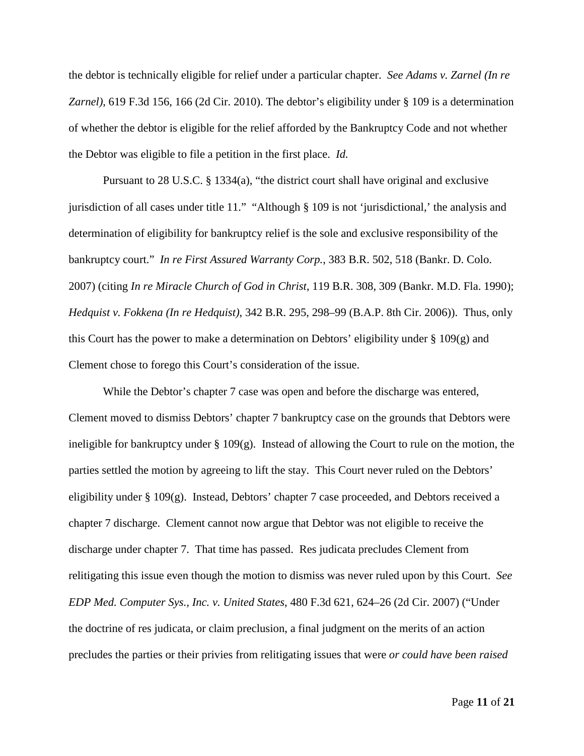the debtor is technically eligible for relief under a particular chapter. *See Adams v. Zarnel (In re Zarnel)*, 619 F.3d 156, 166 (2d Cir. 2010). The debtor's eligibility under § 109 is a determination of whether the debtor is eligible for the relief afforded by the Bankruptcy Code and not whether the Debtor was eligible to file a petition in the first place. *Id.*

Pursuant to 28 U.S.C. § 1334(a), "the district court shall have original and exclusive jurisdiction of all cases under title 11." "Although § 109 is not 'jurisdictional,' the analysis and determination of eligibility for bankruptcy relief is the sole and exclusive responsibility of the bankruptcy court." *In re First Assured Warranty Corp.*, 383 B.R. 502, 518 (Bankr. D. Colo. 2007) (citing *In re Miracle Church of God in Christ*, 119 B.R. 308, 309 (Bankr. M.D. Fla. 1990); *Hedquist v. Fokkena (In re Hedquist)*, 342 B.R. 295, 298–99 (B.A.P. 8th Cir. 2006)). Thus, only this Court has the power to make a determination on Debtors' eligibility under § 109(g) and Clement chose to forego this Court's consideration of the issue.

While the Debtor's chapter 7 case was open and before the discharge was entered, Clement moved to dismiss Debtors' chapter 7 bankruptcy case on the grounds that Debtors were ineligible for bankruptcy under § 109(g). Instead of allowing the Court to rule on the motion, the parties settled the motion by agreeing to lift the stay. This Court never ruled on the Debtors' eligibility under § 109(g). Instead, Debtors' chapter 7 case proceeded, and Debtors received a chapter 7 discharge. Clement cannot now argue that Debtor was not eligible to receive the discharge under chapter 7. That time has passed. Res judicata precludes Clement from relitigating this issue even though the motion to dismiss was never ruled upon by this Court. *See EDP Med. Computer Sys., Inc. v. United States*, 480 F.3d 621, 624–26 (2d Cir. 2007) ("Under the doctrine of res judicata, or claim preclusion, a final judgment on the merits of an action precludes the parties or their privies from relitigating issues that were *or could have been raised*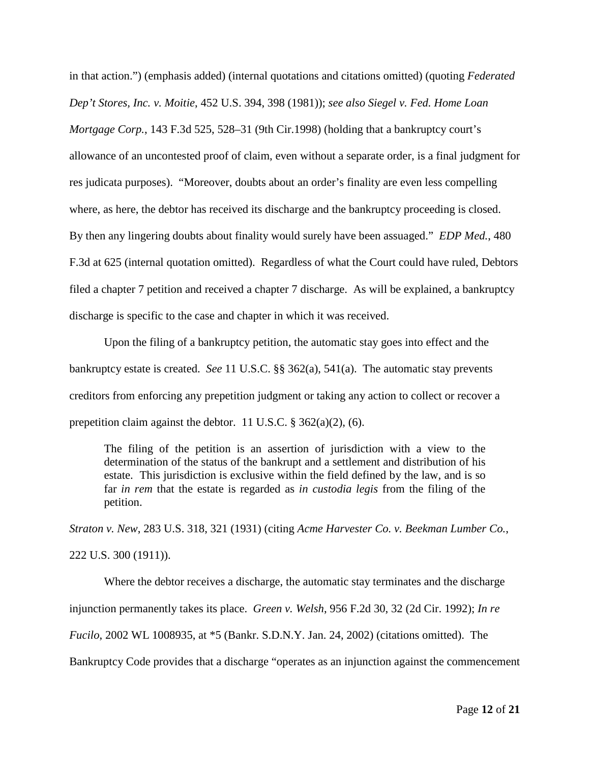in that action.") (emphasis added) (internal quotations and citations omitted) (quoting *Federated Dep't Stores, Inc. v. Moitie*, 452 U.S. 394, 398 (1981)); *see also Siegel v. Fed. Home Loan Mortgage Corp.*, 143 F.3d 525, 528–31 (9th Cir.1998) (holding that a bankruptcy court's allowance of an uncontested proof of claim, even without a separate order, is a final judgment for res judicata purposes). "Moreover, doubts about an order's finality are even less compelling where, as here, the debtor has received its discharge and the bankruptcy proceeding is closed. By then any lingering doubts about finality would surely have been assuaged." *EDP Med.*, 480 F.3d at 625 (internal quotation omitted). Regardless of what the Court could have ruled, Debtors filed a chapter 7 petition and received a chapter 7 discharge. As will be explained, a bankruptcy discharge is specific to the case and chapter in which it was received.

Upon the filing of a bankruptcy petition, the automatic stay goes into effect and the bankruptcy estate is created. *See* 11 U.S.C. §§ 362(a), 541(a). The automatic stay prevents creditors from enforcing any prepetition judgment or taking any action to collect or recover a prepetition claim against the debtor. 11 U.S.C. § 362(a)(2), (6).

> The filing of the petition is an assertion of jurisdiction with a view to the determination of the status of the bankrupt and a settlement and distribution of his estate. This jurisdiction is exclusive within the field defined by the law, and is so far *in rem* that the estate is regarded as *in custodia legis* from the filing of the petition.

*Straton v. New*, 283 U.S. 318, 321 (1931) (citing *Acme Harvester Co. v. Beekman Lumber Co.*, 222 U.S. 300 (1911)).

Where the debtor receives a discharge, the automatic stay terminates and the discharge injunction permanently takes its place. *Green v. Welsh*, 956 F.2d 30, 32 (2d Cir. 1992); *In re Fucilo*, 2002 WL 1008935, at *5 (Bankr. S.D.N.Y. Jan. 24, 2002) (citations omitted). The Bankruptcy Code provides that a discharge "operates as an injunction against the commencement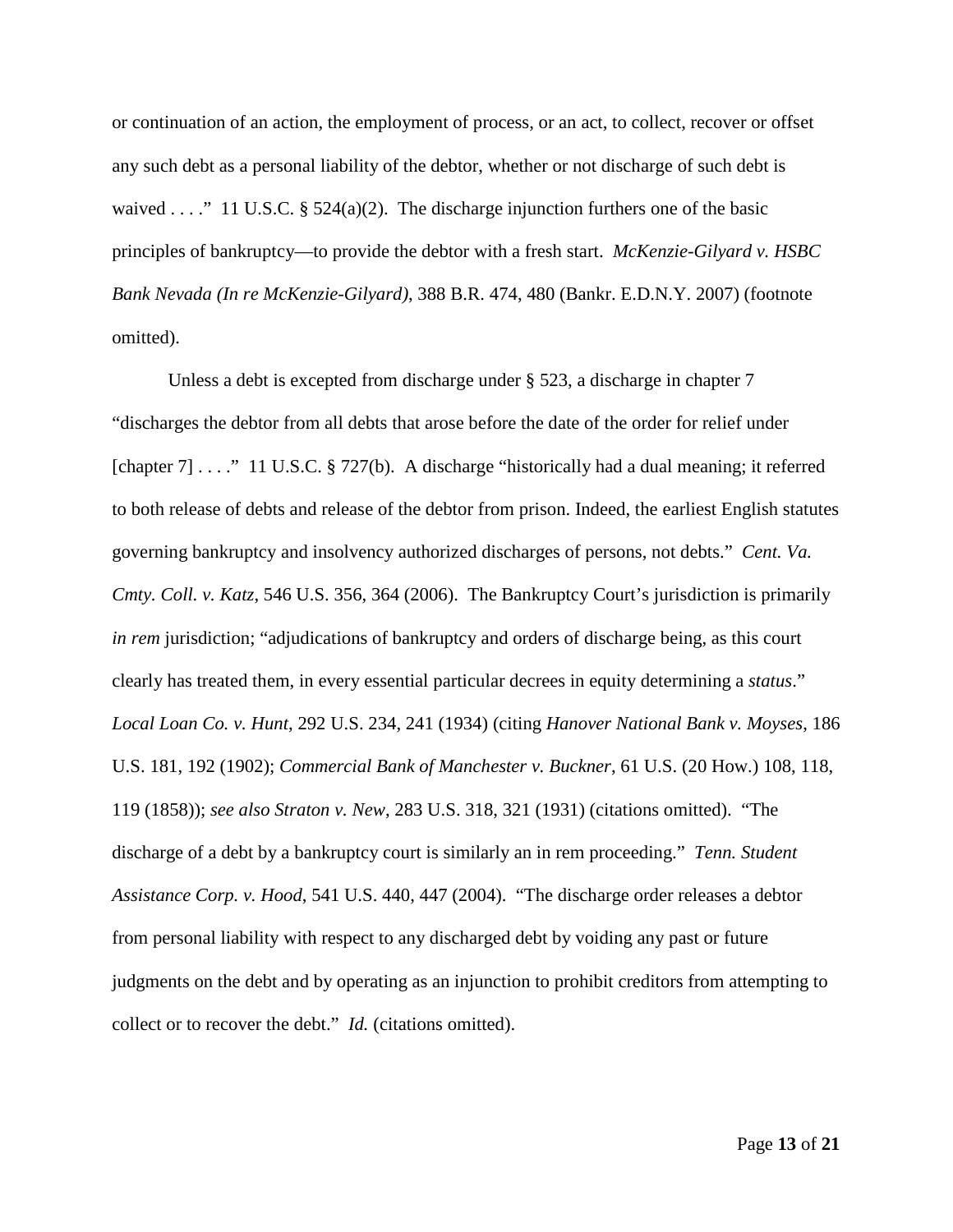or continuation of an action, the employment of process, or an act, to collect, recover or offset any such debt as a personal liability of the debtor, whether or not discharge of such debt is waived . . . ." 11 U.S.C. § 524(a)(2). The discharge injunction furthers one of the basic principles of bankruptcy—to provide the debtor with a fresh start. *McKenzie-Gilyard v. HSBC Bank Nevada (In re McKenzie-Gilyard)*, 388 B.R. 474, 480 (Bankr. E.D.N.Y. 2007) (footnote omitted).

Unless a debt is excepted from discharge under § 523, a discharge in chapter 7 "discharges the debtor from all debts that arose before the date of the order for relief under [chapter 7] . . . ." 11 U.S.C. § 727(b). A discharge "historically had a dual meaning; it referred to both release of debts and release of the debtor from prison. Indeed, the earliest English statutes governing bankruptcy and insolvency authorized discharges of persons, not debts." *Cent. Va. Cmty. Coll. v. Katz*, 546 U.S. 356, 364 (2006). The Bankruptcy Court's jurisdiction is primarily *in rem* jurisdiction; "adjudications of bankruptcy and orders of discharge being, as this court clearly has treated them, in every essential particular decrees in equity determining a *status*." *Local Loan Co. v. Hunt*, 292 U.S. 234, 241 (1934) (citing *Hanover National Bank v. Moyses*, 186 U.S. 181, 192 (1902); *Commercial Bank of Manchester v. Buckner*, 61 U.S. (20 How.) 108, 118, 119 (1858)); *see also Straton v. New*, 283 U.S. 318, 321 (1931) (citations omitted). "The discharge of a debt by a bankruptcy court is similarly an in rem proceeding." *Tenn. Student Assistance Corp. v. Hood*, 541 U.S. 440, 447 (2004). "The discharge order releases a debtor from personal liability with respect to any discharged debt by voiding any past or future judgments on the debt and by operating as an injunction to prohibit creditors from attempting to collect or to recover the debt." *Id.* (citations omitted).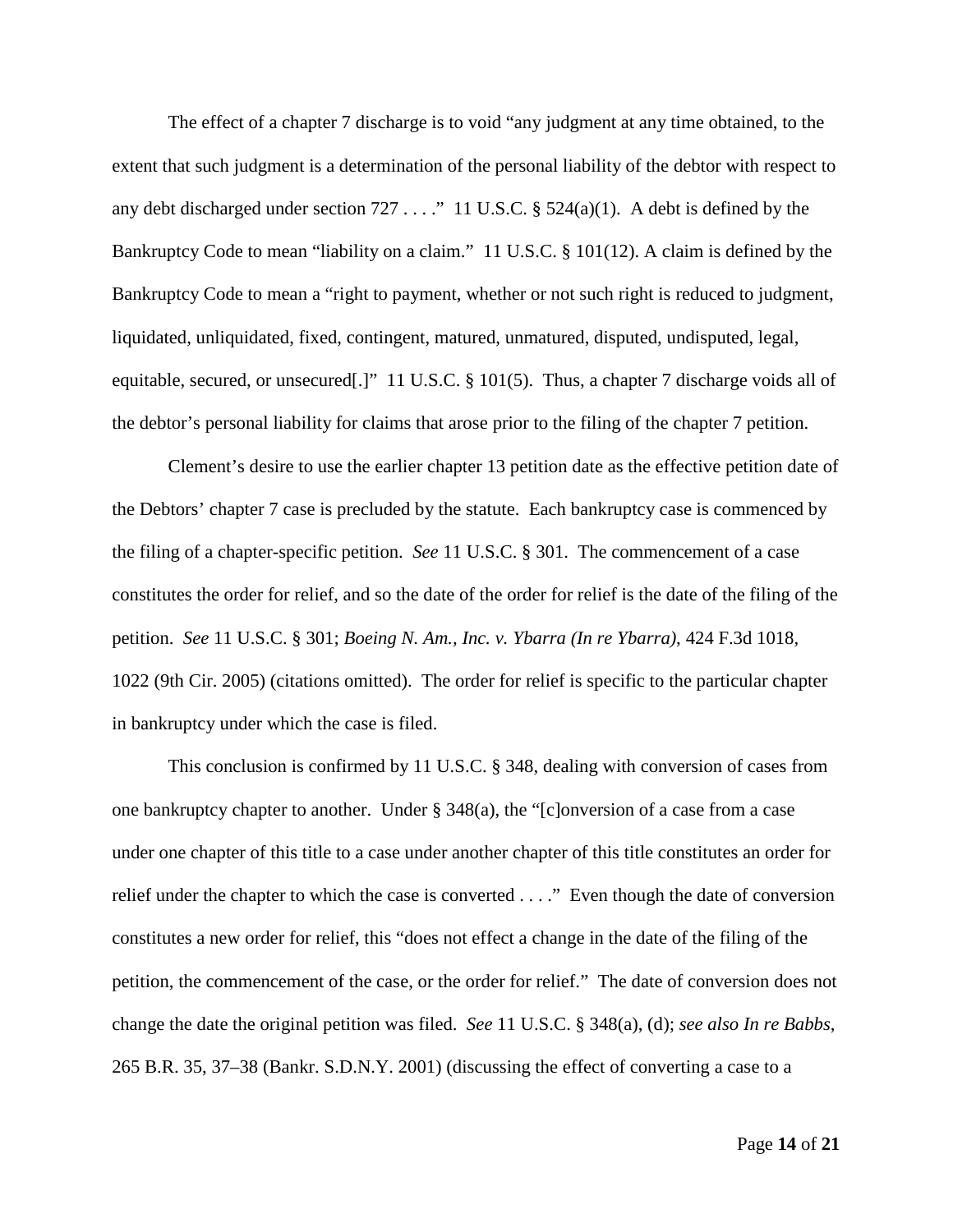The effect of a chapter 7 discharge is to void "any judgment at any time obtained, to the extent that such judgment is a determination of the personal liability of the debtor with respect to any debt discharged under section 727 . . . ." 11 U.S.C. § 524(a)(1). A debt is defined by the Bankruptcy Code to mean "liability on a claim." 11 U.S.C. § 101(12). A claim is defined by the Bankruptcy Code to mean a "right to payment, whether or not such right is reduced to judgment, liquidated, unliquidated, fixed, contingent, matured, unmatured, disputed, undisputed, legal, equitable, secured, or unsecured[.]" 11 U.S.C. § 101(5). Thus, a chapter 7 discharge voids all of the debtor's personal liability for claims that arose prior to the filing of the chapter 7 petition.

Clement's desire to use the earlier chapter 13 petition date as the effective petition date of the Debtors' chapter 7 case is precluded by the statute. Each bankruptcy case is commenced by the filing of a chapter-specific petition. *See* 11 U.S.C. § 301. The commencement of a case constitutes the order for relief, and so the date of the order for relief is the date of the filing of the petition. *See* 11 U.S.C. § 301; *Boeing N. Am., Inc. v. Ybarra (In re Ybarra)*, 424 F.3d 1018, 1022 (9th Cir. 2005) (citations omitted). The order for relief is specific to the particular chapter in bankruptcy under which the case is filed.

This conclusion is confirmed by 11 U.S.C. § 348, dealing with conversion of cases from one bankruptcy chapter to another. Under § 348(a), the "[c]onversion of a case from a case under one chapter of this title to a case under another chapter of this title constitutes an order for relief under the chapter to which the case is converted . . . ." Even though the date of conversion constitutes a new order for relief, this "does not effect a change in the date of the filing of the petition, the commencement of the case, or the order for relief." The date of conversion does not change the date the original petition was filed. *See* 11 U.S.C. § 348(a), (d); *see also In re Babbs*, 265 B.R. 35, 37–38 (Bankr. S.D.N.Y. 2001) (discussing the effect of converting a case to a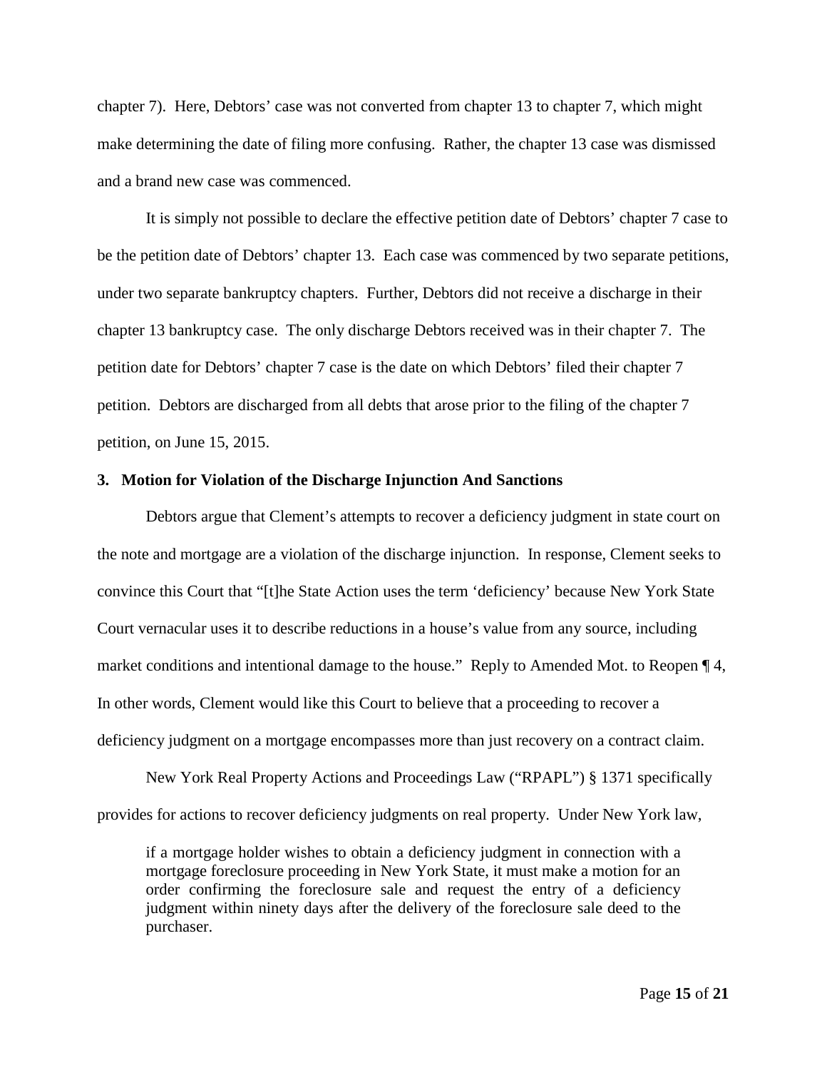chapter 7). Here, Debtors' case was not converted from chapter 13 to chapter 7, which might make determining the date of filing more confusing. Rather, the chapter 13 case was dismissed and a brand new case was commenced.

It is simply not possible to declare the effective petition date of Debtors' chapter 7 case to be the petition date of Debtors' chapter 13. Each case was commenced by two separate petitions, under two separate bankruptcy chapters. Further, Debtors did not receive a discharge in their chapter 13 bankruptcy case. The only discharge Debtors received was in their chapter 7. The petition date for Debtors' chapter 7 case is the date on which Debtors' filed their chapter 7 petition. Debtors are discharged from all debts that arose prior to the filing of the chapter 7 petition, on June 15, 2015.

**3. Motion for Violation of the Discharge Injunction And Sanctions**

Debtors argue that Clement's attempts to recover a deficiency judgment in state court on the note and mortgage are a violation of the discharge injunction. In response, Clement seeks to convince this Court that "[t]he State Action uses the term 'deficiency' because New York State Court vernacular uses it to describe reductions in a house's value from any source, including market conditions and intentional damage to the house." Reply to Amended Mot. to Reopen ¶ 4, In other words, Clement would like this Court to believe that a proceeding to recover a deficiency judgment on a mortgage encompasses more than just recovery on a contract claim.

New York Real Property Actions and Proceedings Law ("RPAPL") § 1371 specifically provides for actions to recover deficiency judgments on real property. Under New York law,

> if a mortgage holder wishes to obtain a deficiency judgment in connection with a mortgage foreclosure proceeding in New York State, it must make a motion for an order confirming the foreclosure sale and request the entry of a deficiency judgment within ninety days after the delivery of the foreclosure sale deed to the purchaser.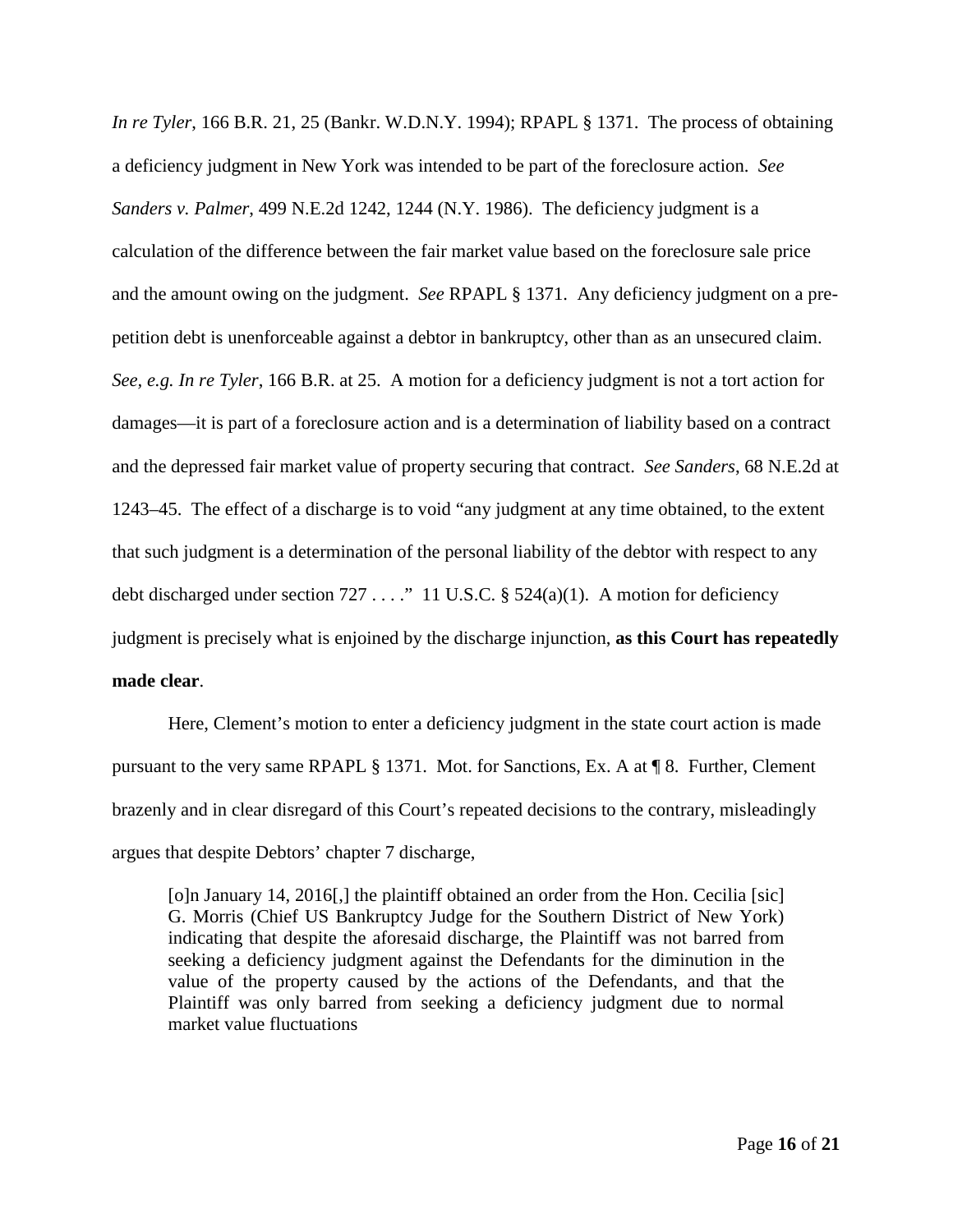*In re Tyler*, 166 B.R. 21, 25 (Bankr. W.D.N.Y. 1994); RPAPL § 1371. The process of obtaining a deficiency judgment in New York was intended to be part of the foreclosure action. *See Sanders v. Palmer*, 499 N.E.2d 1242, 1244 (N.Y. 1986). The deficiency judgment is a calculation of the difference between the fair market value based on the foreclosure sale price and the amount owing on the judgment. *See* RPAPL § 1371. Any deficiency judgment on a pre-petition debt is unenforceable against a debtor in bankruptcy, other than as an unsecured claim. *See, e.g. In re Tyler*, 166 B.R. at 25. A motion for a deficiency judgment is not a tort action for damages—it is part of a foreclosure action and is a determination of liability based on a contract and the depressed fair market value of property securing that contract. *See Sanders*, 68 N.E.2d at 1243–45. The effect of a discharge is to void "any judgment at any time obtained, to the extent that such judgment is a determination of the personal liability of the debtor with respect to any debt discharged under section 727 . . . ." 11 U.S.C. § 524(a)(1). A motion for deficiency judgment is precisely what is enjoined by the discharge injunction, **as this Court has repeatedly made clear**.

Here, Clement's motion to enter a deficiency judgment in the state court action is made pursuant to the very same RPAPL § 1371. Mot. for Sanctions, Ex. A at ¶ 8. Further, Clement brazenly and in clear disregard of this Court's repeated decisions to the contrary, misleadingly argues that despite Debtors' chapter 7 discharge,

> [o]n January 14, 2016[,] the plaintiff obtained an order from the Hon. Cecilia [sic] G. Morris (Chief US Bankruptcy Judge for the Southern District of New York) indicating that despite the aforesaid discharge, the Plaintiff was not barred from seeking a deficiency judgment against the Defendants for the diminution in the value of the property caused by the actions of the Defendants, and that the Plaintiff was only barred from seeking a deficiency judgment due to normal market value fluctuations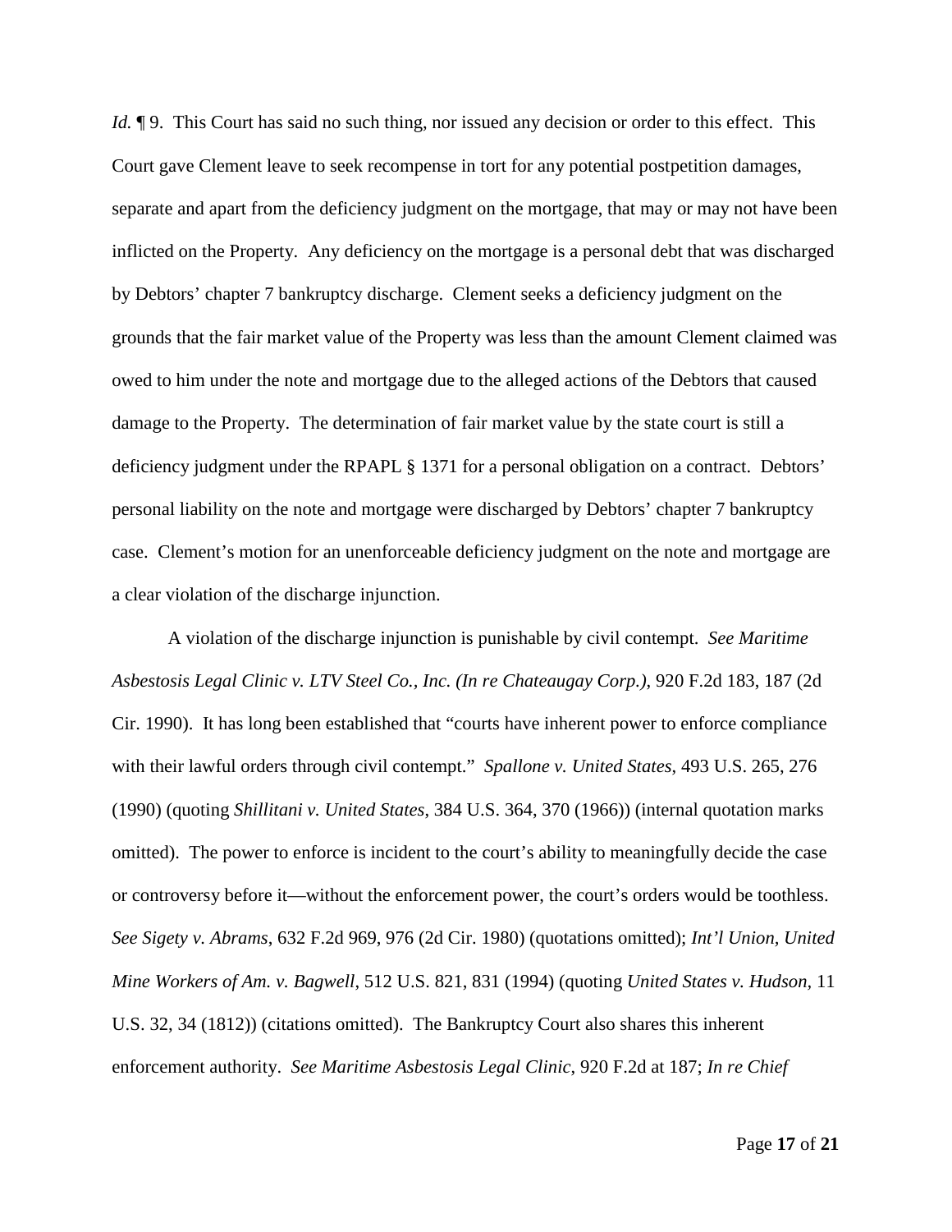*Id.* ¶ 9. This Court has said no such thing, nor issued any decision or order to this effect. This Court gave Clement leave to seek recompense in tort for any potential postpetition damages, separate and apart from the deficiency judgment on the mortgage, that may or may not have been inflicted on the Property. Any deficiency on the mortgage is a personal debt that was discharged by Debtors' chapter 7 bankruptcy discharge. Clement seeks a deficiency judgment on the grounds that the fair market value of the Property was less than the amount Clement claimed was owed to him under the note and mortgage due to the alleged actions of the Debtors that caused damage to the Property. The determination of fair market value by the state court is still a deficiency judgment under the RPAPL § 1371 for a personal obligation on a contract. Debtors' personal liability on the note and mortgage were discharged by Debtors' chapter 7 bankruptcy case. Clement's motion for an unenforceable deficiency judgment on the note and mortgage are a clear violation of the discharge injunction.

A violation of the discharge injunction is punishable by civil contempt. *See Maritime Asbestosis Legal Clinic v. LTV Steel Co., Inc. (In re Chateaugay Corp.)*, 920 F.2d 183, 187 (2d Cir. 1990). It has long been established that "courts have inherent power to enforce compliance with their lawful orders through civil contempt." *Spallone v. United States*, 493 U.S. 265, 276 (1990) (quoting *Shillitani v. United States*, 384 U.S. 364, 370 (1966)) (internal quotation marks omitted). The power to enforce is incident to the court's ability to meaningfully decide the case or controversy before it—without the enforcement power, the court's orders would be toothless. *See Sigety v. Abrams*, 632 F.2d 969, 976 (2d Cir. 1980) (quotations omitted); *Int'l Union, United Mine Workers of Am. v. Bagwell*, 512 U.S. 821, 831 (1994) (quoting *United States v. Hudson*, 11 U.S. 32, 34 (1812)) (citations omitted). The Bankruptcy Court also shares this inherent enforcement authority. *See Maritime Asbestosis Legal Clinic*, 920 F.2d at 187; *In re Chief*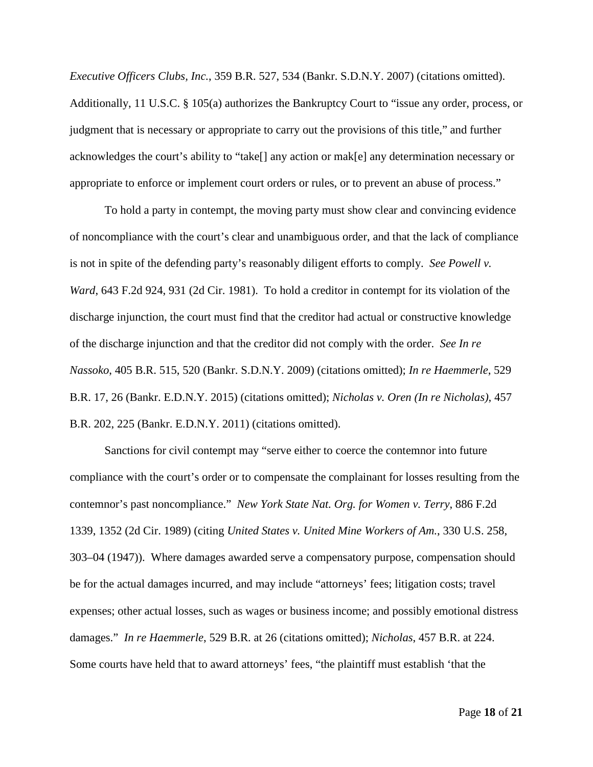*Executive Officers Clubs, Inc.*, 359 B.R. 527, 534 (Bankr. S.D.N.Y. 2007) (citations omitted). Additionally, 11 U.S.C. § 105(a) authorizes the Bankruptcy Court to "issue any order, process, or judgment that is necessary or appropriate to carry out the provisions of this title," and further acknowledges the court's ability to "take[] any action or mak[e] any determination necessary or appropriate to enforce or implement court orders or rules, or to prevent an abuse of process."

To hold a party in contempt, the moving party must show clear and convincing evidence of noncompliance with the court's clear and unambiguous order, and that the lack of compliance is not in spite of the defending party's reasonably diligent efforts to comply. *See Powell v. Ward*, 643 F.2d 924, 931 (2d Cir. 1981). To hold a creditor in contempt for its violation of the discharge injunction, the court must find that the creditor had actual or constructive knowledge of the discharge injunction and that the creditor did not comply with the order. *See In re Nassoko*, 405 B.R. 515, 520 (Bankr. S.D.N.Y. 2009) (citations omitted); *In re Haemmerle*, 529 B.R. 17, 26 (Bankr. E.D.N.Y. 2015) (citations omitted); *Nicholas v. Oren (In re Nicholas)*, 457 B.R. 202, 225 (Bankr. E.D.N.Y. 2011) (citations omitted).

Sanctions for civil contempt may "serve either to coerce the contemnor into future compliance with the court's order or to compensate the complainant for losses resulting from the contemnor's past noncompliance." *New York State Nat. Org. for Women v. Terry*, 886 F.2d 1339, 1352 (2d Cir. 1989) (citing *United States v. United Mine Workers of Am.*, 330 U.S. 258, 303–04 (1947)). Where damages awarded serve a compensatory purpose, compensation should be for the actual damages incurred, and may include "attorneys' fees; litigation costs; travel expenses; other actual losses, such as wages or business income; and possibly emotional distress damages." *In re Haemmerle*, 529 B.R. at 26 (citations omitted); *Nicholas*, 457 B.R. at 224. Some courts have held that to award attorneys' fees, "the plaintiff must establish 'that the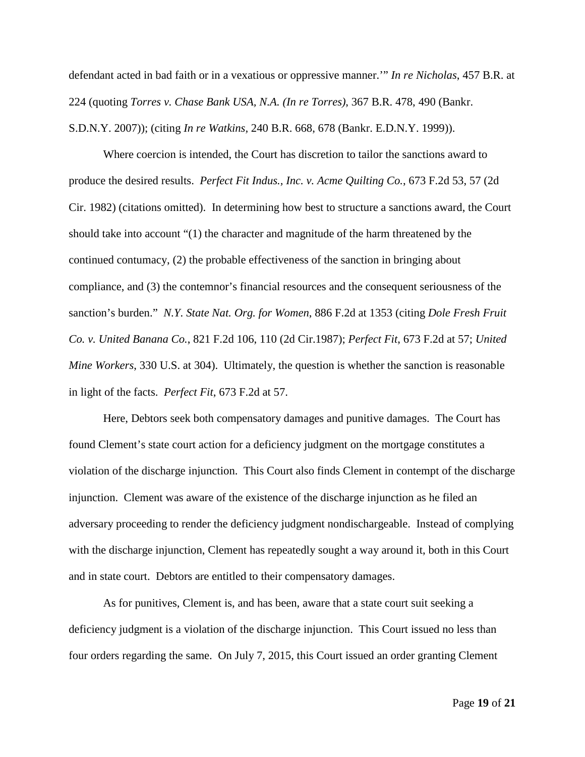defendant acted in bad faith or in a vexatious or oppressive manner.'" *In re Nicholas*, 457 B.R. at 224 (quoting *Torres v. Chase Bank USA, N.A. (In re Torres)*, 367 B.R. 478, 490 (Bankr. S.D.N.Y. 2007)); (citing *In re Watkins*, 240 B.R. 668, 678 (Bankr. E.D.N.Y. 1999)).

Where coercion is intended, the Court has discretion to tailor the sanctions award to produce the desired results. *Perfect Fit Indus., Inc. v. Acme Quilting Co.*, 673 F.2d 53, 57 (2d Cir. 1982) (citations omitted). In determining how best to structure a sanctions award, the Court should take into account "(1) the character and magnitude of the harm threatened by the continued contumacy, (2) the probable effectiveness of the sanction in bringing about compliance, and (3) the contemnor's financial resources and the consequent seriousness of the sanction's burden." *N.Y. State Nat. Org. for Women*, 886 F.2d at 1353 (citing *Dole Fresh Fruit Co. v. United Banana Co.*, 821 F.2d 106, 110 (2d Cir.1987); *Perfect Fit*, 673 F.2d at 57; *United Mine Workers*, 330 U.S. at 304). Ultimately, the question is whether the sanction is reasonable in light of the facts. *Perfect Fit*, 673 F.2d at 57.

Here, Debtors seek both compensatory damages and punitive damages. The Court has found Clement's state court action for a deficiency judgment on the mortgage constitutes a violation of the discharge injunction. This Court also finds Clement in contempt of the discharge injunction. Clement was aware of the existence of the discharge injunction as he filed an adversary proceeding to render the deficiency judgment nondischargeable. Instead of complying with the discharge injunction, Clement has repeatedly sought a way around it, both in this Court and in state court. Debtors are entitled to their compensatory damages.

As for punitives, Clement is, and has been, aware that a state court suit seeking a deficiency judgment is a violation of the discharge injunction. This Court issued no less than four orders regarding the same. On July 7, 2015, this Court issued an order granting Clement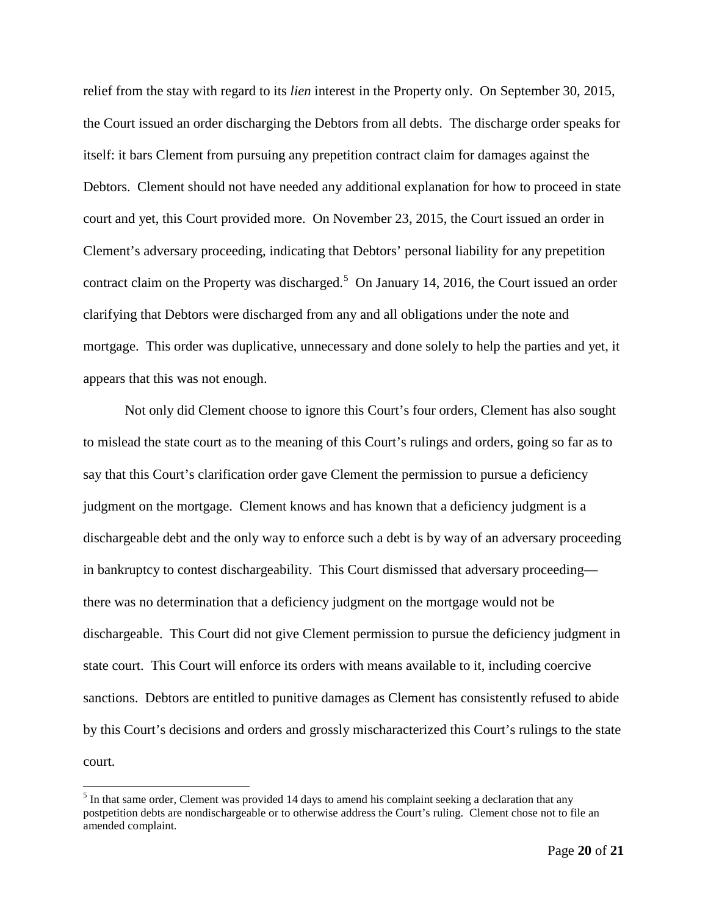relief from the stay with regard to its *lien* interest in the Property only. On September 30, 2015, the Court issued an order discharging the Debtors from all debts. The discharge order speaks for itself: it bars Clement from pursuing any prepetition contract claim for damages against the Debtors. Clement should not have needed any additional explanation for how to proceed in state court and yet, this Court provided more. On November 23, 2015, the Court issued an order in Clement's adversary proceeding, indicating that Debtors' personal liability for any prepetition contract claim on the Property was discharged.[5] On January 14, 2016, the Court issued an order clarifying that Debtors were discharged from any and all obligations under the note and mortgage. This order was duplicative, unnecessary and done solely to help the parties and yet, it appears that this was not enough.

Not only did Clement choose to ignore this Court's four orders, Clement has also sought to mislead the state court as to the meaning of this Court's rulings and orders, going so far as to say that this Court's clarification order gave Clement the permission to pursue a deficiency judgment on the mortgage. Clement knows and has known that a deficiency judgment is a dischargeable debt and the only way to enforce such a debt is by way of an adversary proceeding in bankruptcy to contest dischargeability. This Court dismissed that adversary proceeding—there was no determination that a deficiency judgment on the mortgage would not be dischargeable. This Court did not give Clement permission to pursue the deficiency judgment in state court. This Court will enforce its orders with means available to it, including coercive sanctions. Debtors are entitled to punitive damages as Clement has consistently refused to abide by this Court's decisions and orders and grossly mischaracterized this Court's rulings to the state court.

[5] In that same order, Clement was provided 14 days to amend his complaint seeking a declaration that any postpetition debts are nondischargeable or to otherwise address the Court's ruling. Clement chose not to file an amended complaint.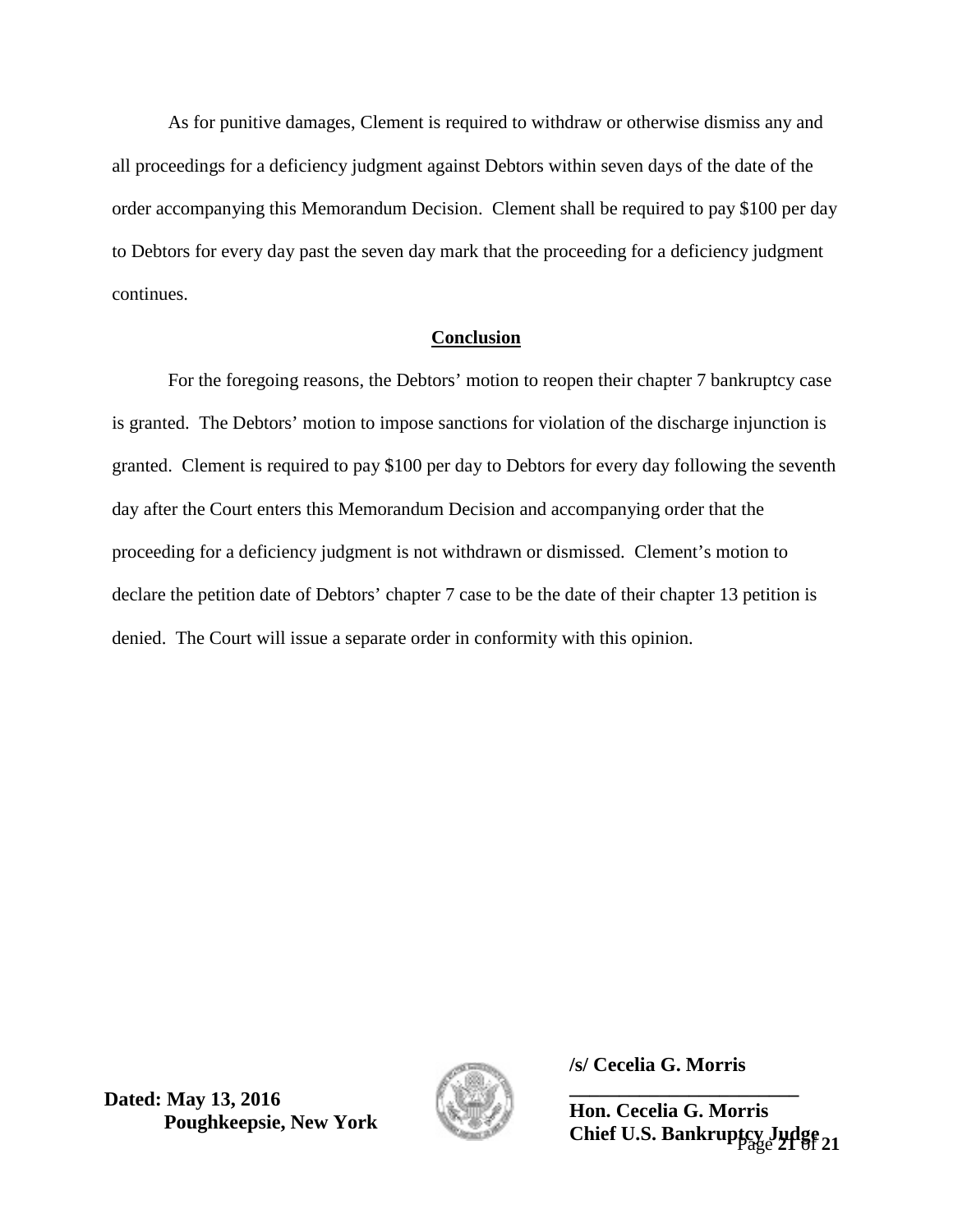As for punitive damages, Clement is required to withdraw or otherwise dismiss any and all proceedings for a deficiency judgment against Debtors within seven days of the date of the order accompanying this Memorandum Decision. Clement shall be required to pay $100 per day to Debtors for every day past the seven day mark that the proceeding for a deficiency judgment continues.

## Conclusion

For the foregoing reasons, the Debtors' motion to reopen their chapter 7 bankruptcy case is granted. The Debtors' motion to impose sanctions for violation of the discharge injunction is granted. Clement is required to pay $100 per day to Debtors for every day following the seventh day after the Court enters this Memorandum Decision and accompanying order that the proceeding for a deficiency judgment is not withdrawn or dismissed. Clement's motion to declare the petition date of Debtors' chapter 7 case to be the date of their chapter 13 petition is denied. The Court will issue a separate order in conformity with this opinion.

**Dated: May 13, 2016**
**Poughkeepsie, New York**

**/s/ Cecelia G. Morris**
**\_\_\_\_\_\_\_\_\_\_\_\_\_\_\_\_\_\_\_\_\_\_\_**
**Hon. Cecelia G. Morris**
**Chief U.S. Bankruptcy Judge**